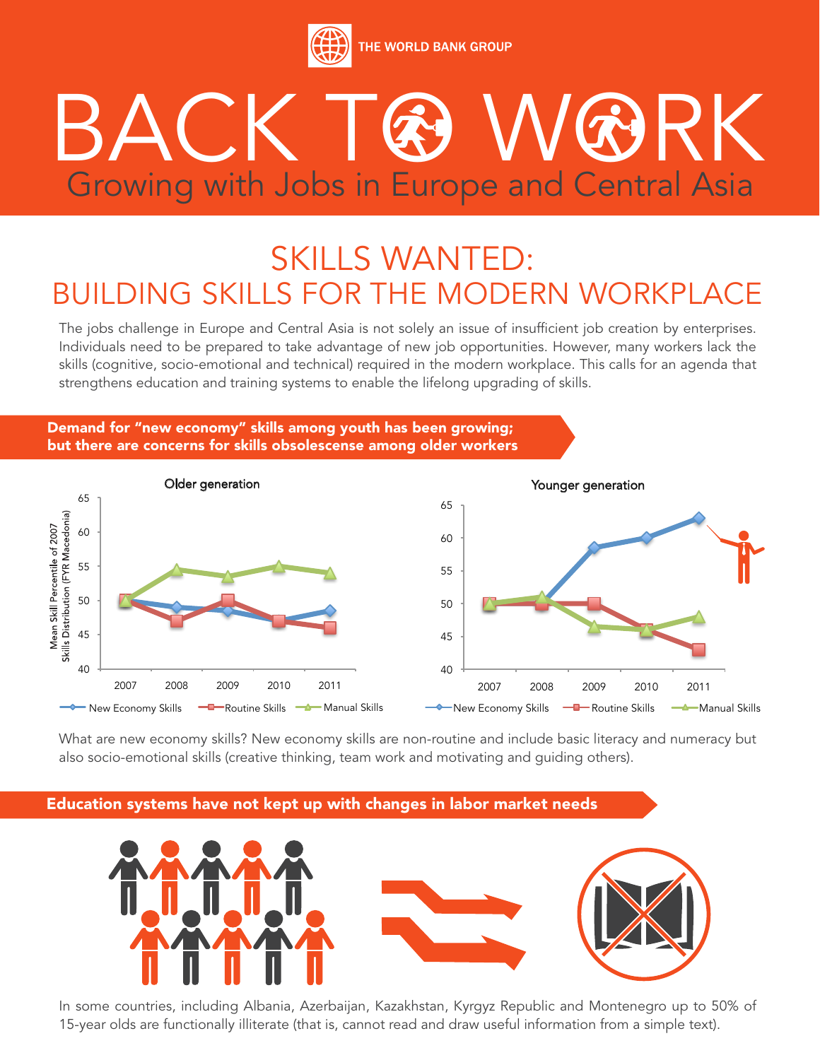THE WORLD BANK GROUP

# BACK TO WORK

## Growing with Jobs in Europe and Central Asia

## SKILLS WANTED: BUILDING SKILLS FOR THE MODERN WORKPLACE

The jobs challenge in Europe and Central Asia is not solely an issue of insufficient job creation by enterprises. Individuals need to be prepared to take advantage of new job opportunities. However, many workers lack the skills (cognitive, socio-emotional and technical) required in the modern workplace. This calls for an agenda that strengthens education and training systems to enable the lifelong upgrading of skills.

### Demand for "new economy" skills among youth has been growing; but there are concerns for skills obsolescense among older workers

Older generation

Mean Skill Percentile of 2007 Skills Distribution (FYR Macedonia)

65
60
55
50
45
40

2007 2008 2009 2010 2011

New Economy Skills — Routine Skills — Manual Skills

Younger generation

65
60
55
50
45
40

2007 2008 2009 2010 2011

New Economy Skills — Routine Skills — Manual Skills

What are new economy skills? New economy skills are non-routine and include basic literacy and numeracy but also socio-emotional skills (creative thinking, team work and motivating and guiding others).

### Education systems have not kept up with changes in labor market needs

In some countries, including Albania, Azerbaijan, Kazakhstan, Kyrgyz Republic and Montenegro up to 50% of 15-year olds are functionally illiterate (that is, cannot read and draw useful information from a simple text).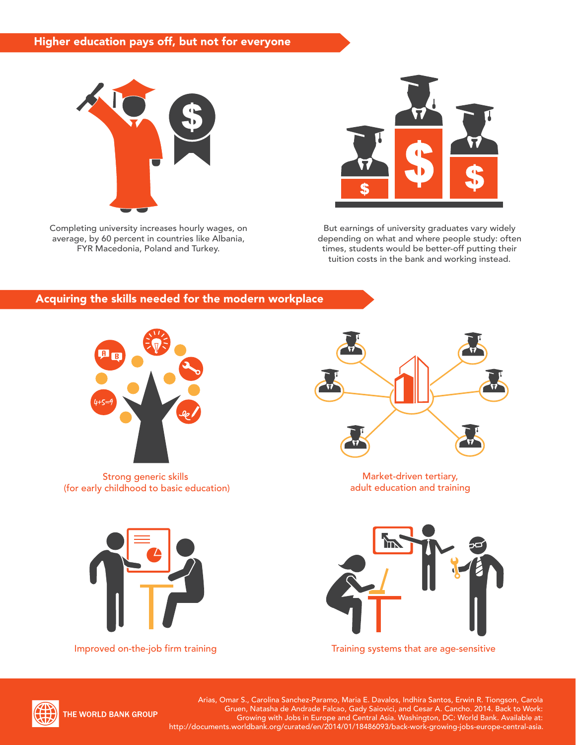## Higher education pays off, but not for everyone

Completing university increases hourly wages, on average, by 60 percent in countries like Albania, FYR Macedonia, Poland and Turkey.

But earnings of university graduates vary widely depending on what and where people study: often times, students would be better-off putting their tuition costs in the bank and working instead.

## Acquiring the skills needed for the modern workplace

Strong generic skills (for early childhood to basic education)

Market-driven tertiary, adult education and training

Improved on-the-job firm training

Training systems that are age-sensitive

THE WORLD BANK GROUP

Arias, Omar S., Carolina Sanchez-Paramo, Maria E. Davalos, Indhira Santos, Erwin R. Tiongson, Carola Gruen, Natasha de Andrade Falcao, Gady Saiovici, and Cesar A. Cancho. 2014. Back to Work: Growing with Jobs in Europe and Central Asia. Washington, DC: World Bank. Available at: http://documents.worldbank.org/curated/en/2014/01/18486093/back-work-growing-jobs-europe-central-asia.